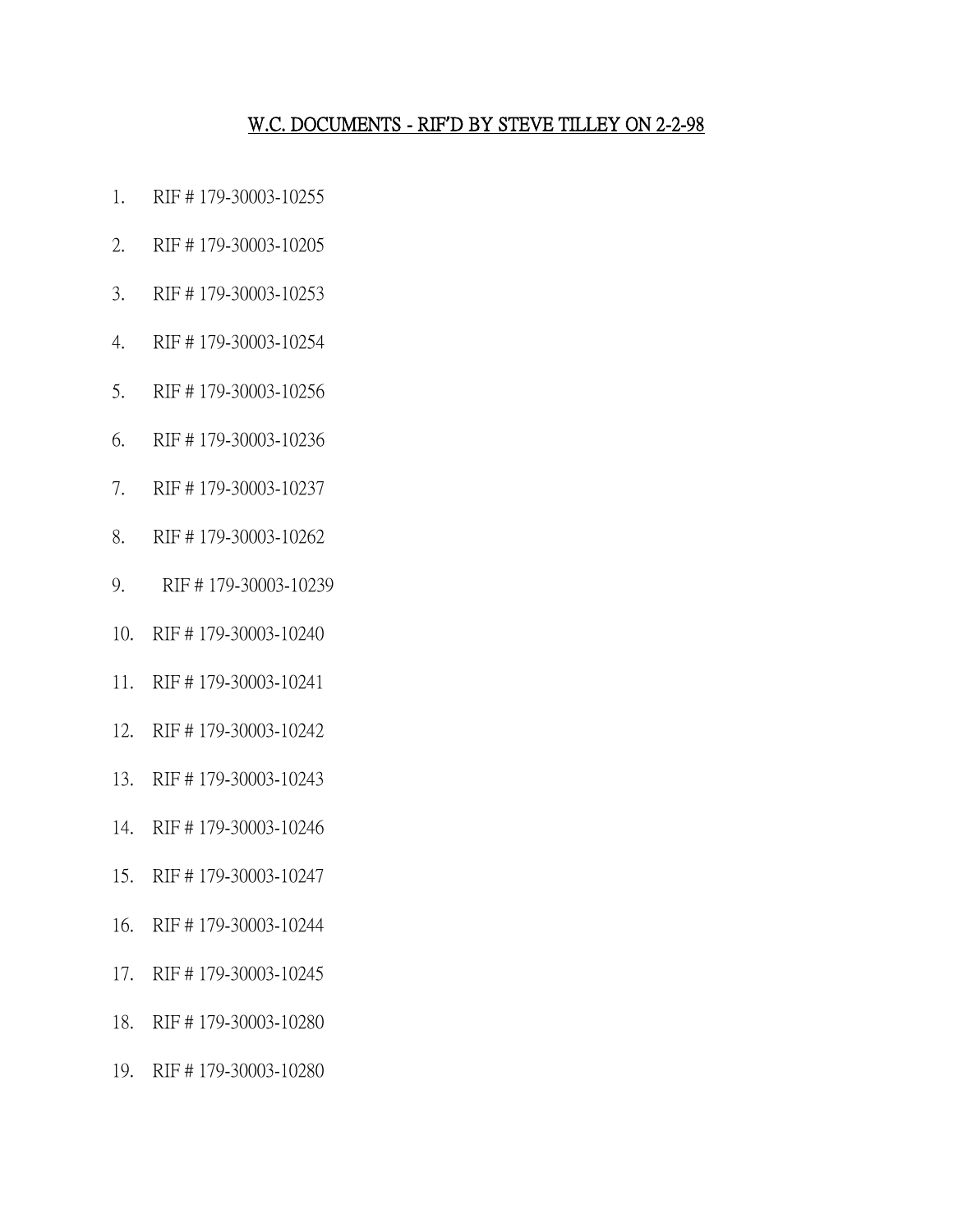# W.C. DOCUMENTS - RIF'D BY STEVE TILLEY ON 2-2-98

1. RIF # 179-30003-10255
2. RIF # 179-30003-10205
3. RIF # 179-30003-10253
4. RIF # 179-30003-10254
5. RIF # 179-30003-10256
6. RIF # 179-30003-10236
7. RIF # 179-30003-10237
8. RIF # 179-30003-10262
9. RIF # 179-30003-10239
10. RIF # 179-30003-10240
11. RIF # 179-30003-10241
12. RIF # 179-30003-10242
13. RIF # 179-30003-10243
14. RIF # 179-30003-10246
15. RIF # 179-30003-10247
16. RIF # 179-30003-10244
17. RIF # 179-30003-10245
18. RIF # 179-30003-10280
19. RIF # 179-30003-10280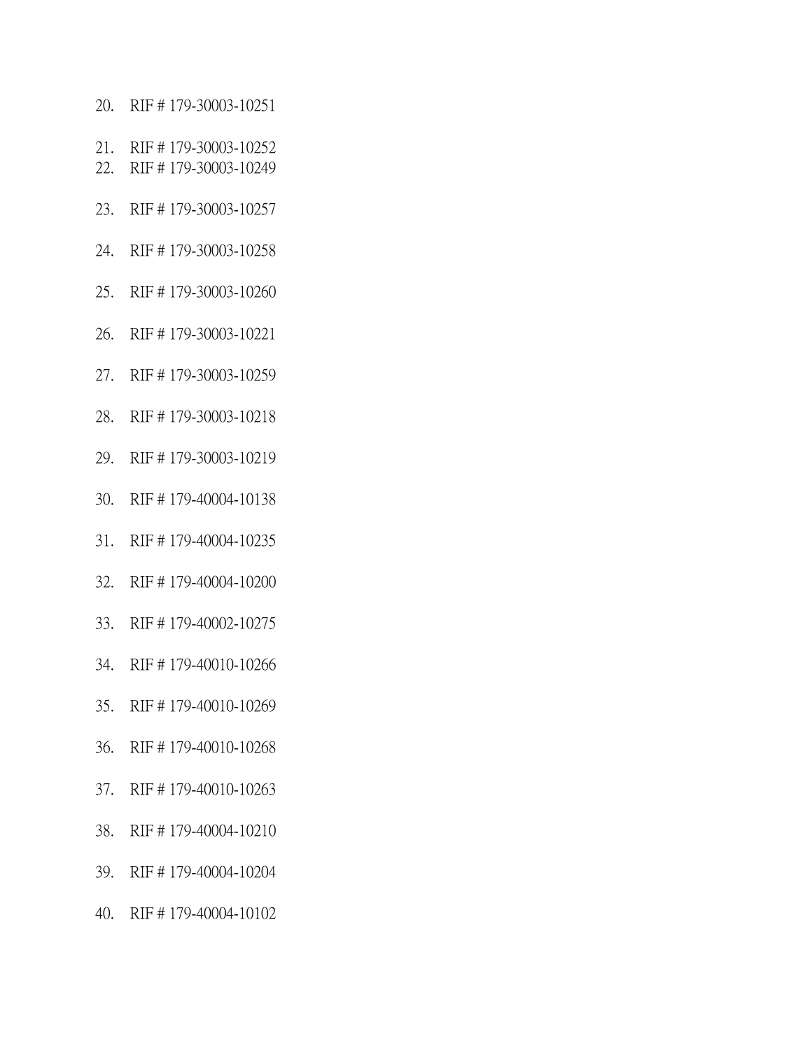20. RIF # 179-30003-10251

21. RIF # 179-30003-10252
22. RIF # 179-30003-10249

23. RIF # 179-30003-10257

24. RIF # 179-30003-10258

25. RIF # 179-30003-10260

26. RIF # 179-30003-10221

27. RIF # 179-30003-10259

28. RIF # 179-30003-10218

29. RIF # 179-30003-10219

30. RIF # 179-40004-10138

31. RIF # 179-40004-10235

32. RIF # 179-40004-10200

33. RIF # 179-40002-10275

34. RIF # 179-40010-10266

35. RIF # 179-40010-10269

36. RIF # 179-40010-10268

37. RIF # 179-40010-10263

38. RIF # 179-40004-10210

39. RIF # 179-40004-10204

40. RIF # 179-40004-10102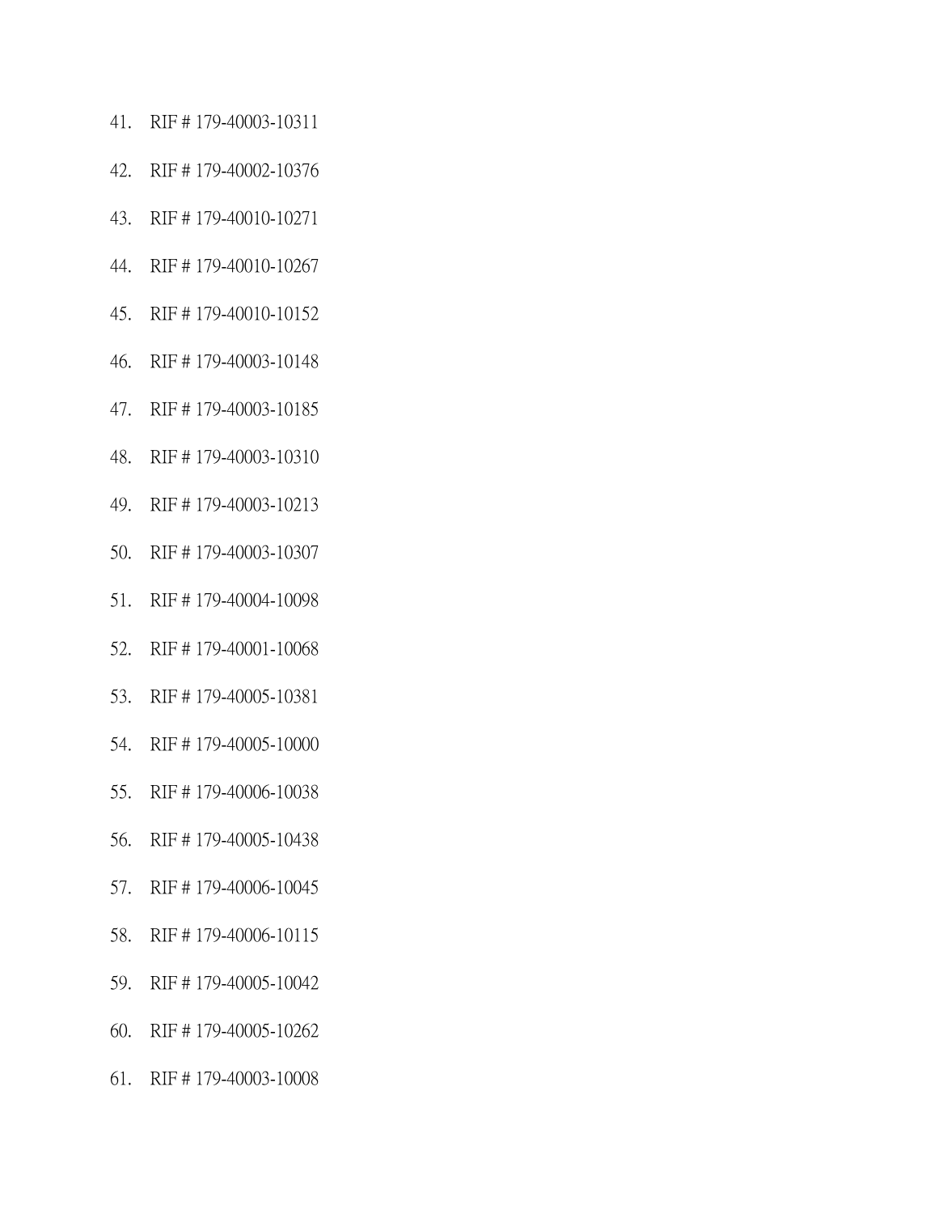41. RIF # 179-40003-10311
42. RIF # 179-40002-10376
43. RIF # 179-40010-10271
44. RIF # 179-40010-10267
45. RIF # 179-40010-10152
46. RIF # 179-40003-10148
47. RIF # 179-40003-10185
48. RIF # 179-40003-10310
49. RIF # 179-40003-10213
50. RIF # 179-40003-10307
51. RIF # 179-40004-10098
52. RIF # 179-40001-10068
53. RIF # 179-40005-10381
54. RIF # 179-40005-10000
55. RIF # 179-40006-10038
56. RIF # 179-40005-10438
57. RIF # 179-40006-10045
58. RIF # 179-40006-10115
59. RIF # 179-40005-10042
60. RIF # 179-40005-10262
61. RIF # 179-40003-10008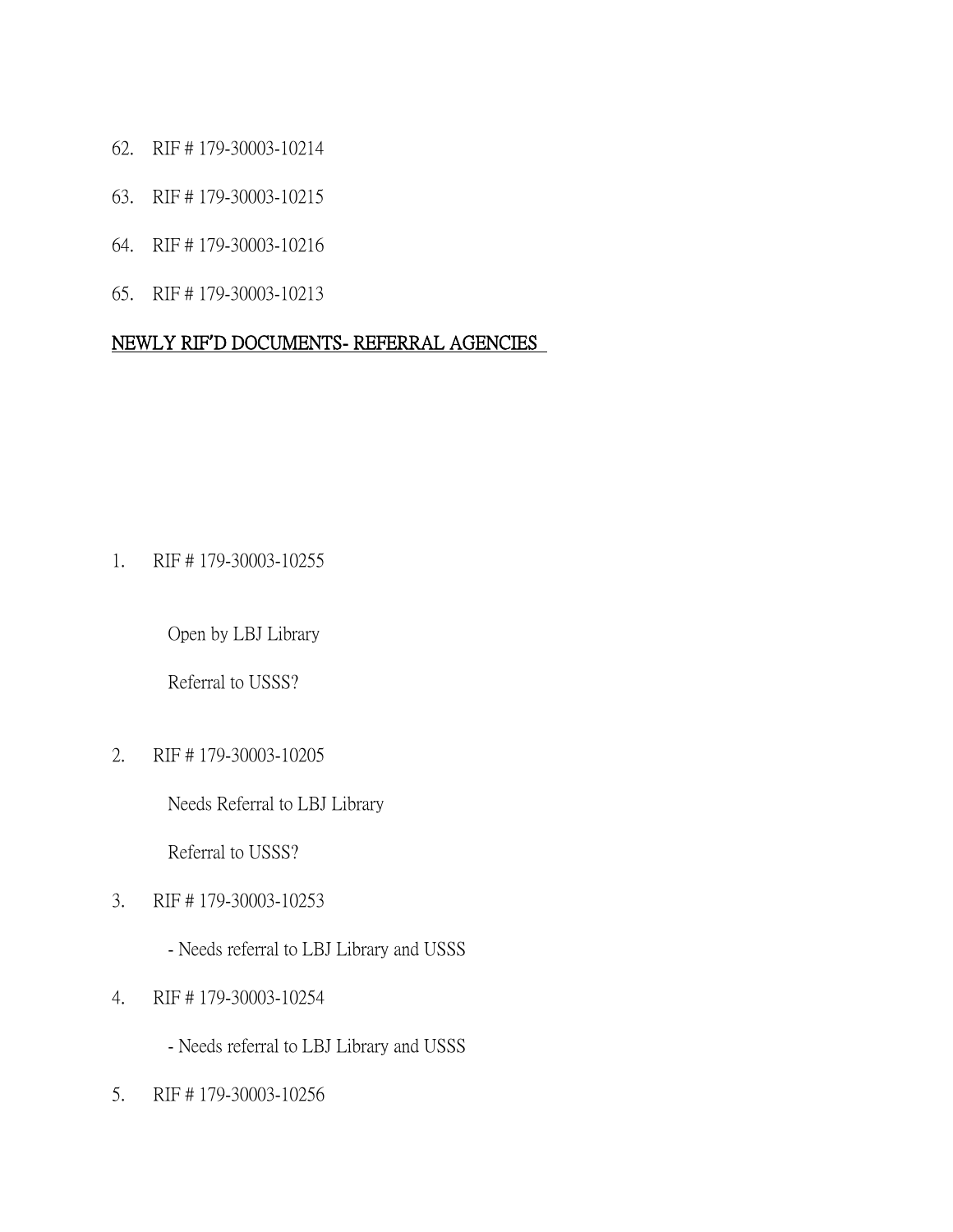62. RIF # 179-30003-10214
63. RIF # 179-30003-10215
64. RIF # 179-30003-10216
65. RIF # 179-30003-10213

<u>NEWLY RIF'D DOCUMENTS- REFERRAL AGENCIES</u>

1. RIF # 179-30003-10255

   Open by LBJ Library

   Referral to USSS?

2. RIF # 179-30003-10205

   Needs Referral to LBJ Library

   Referral to USSS?

3. RIF # 179-30003-10253

   - Needs referral to LBJ Library and USSS

4. RIF # 179-30003-10254

   - Needs referral to LBJ Library and USSS

5. RIF # 179-30003-10256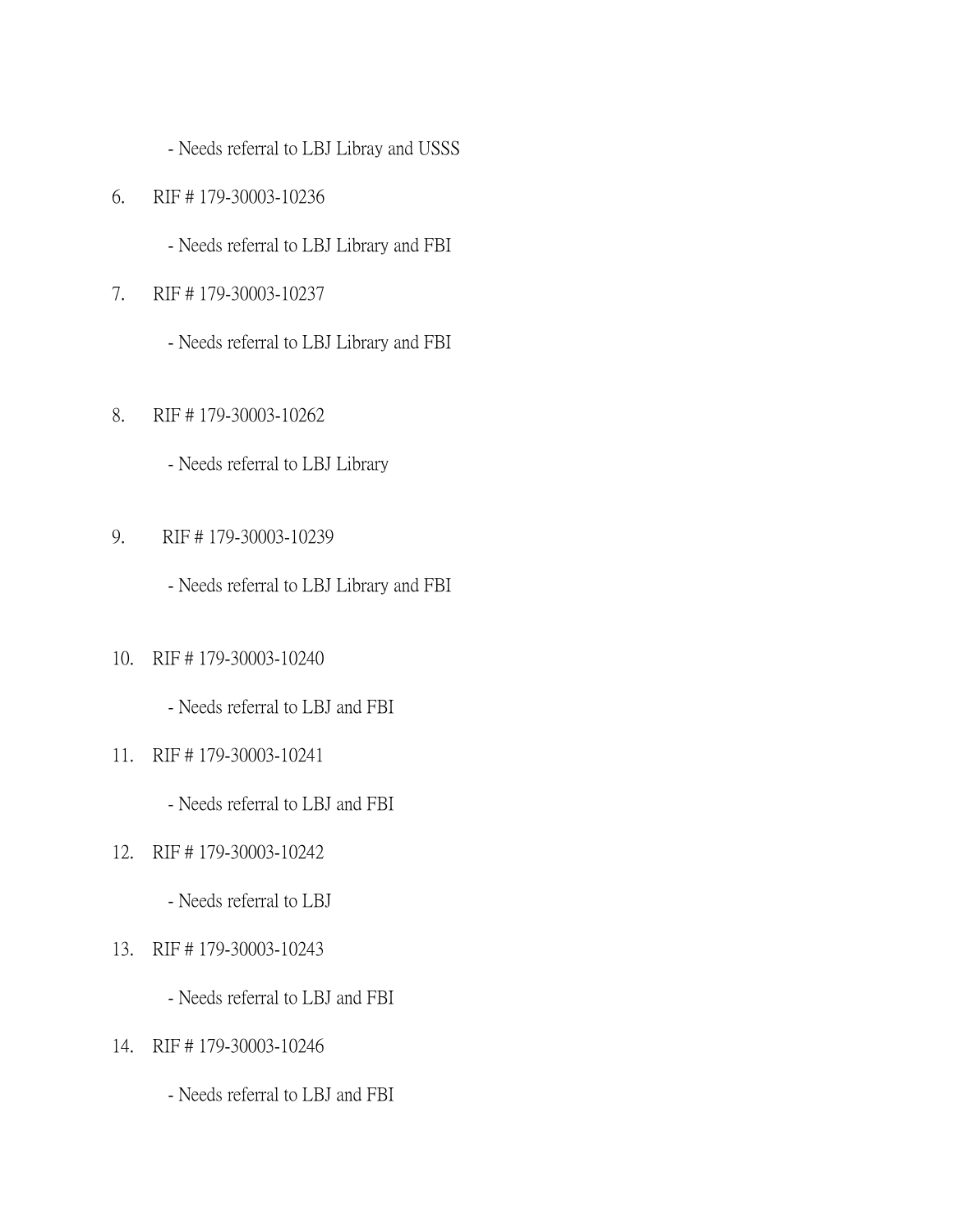- Needs referral to LBJ Libray and USSS

6. RIF # 179-30003-10236

   - Needs referral to LBJ Library and FBI

7. RIF # 179-30003-10237

   - Needs referral to LBJ Library and FBI

8. RIF # 179-30003-10262

   - Needs referral to LBJ Library

9. RIF # 179-30003-10239

   - Needs referral to LBJ Library and FBI

10. RIF # 179-30003-10240

    - Needs referral to LBJ and FBI

11. RIF # 179-30003-10241

    - Needs referral to LBJ and FBI

12. RIF # 179-30003-10242

    - Needs referral to LBJ

13. RIF # 179-30003-10243

    - Needs referral to LBJ and FBI

14. RIF # 179-30003-10246

    - Needs referral to LBJ and FBI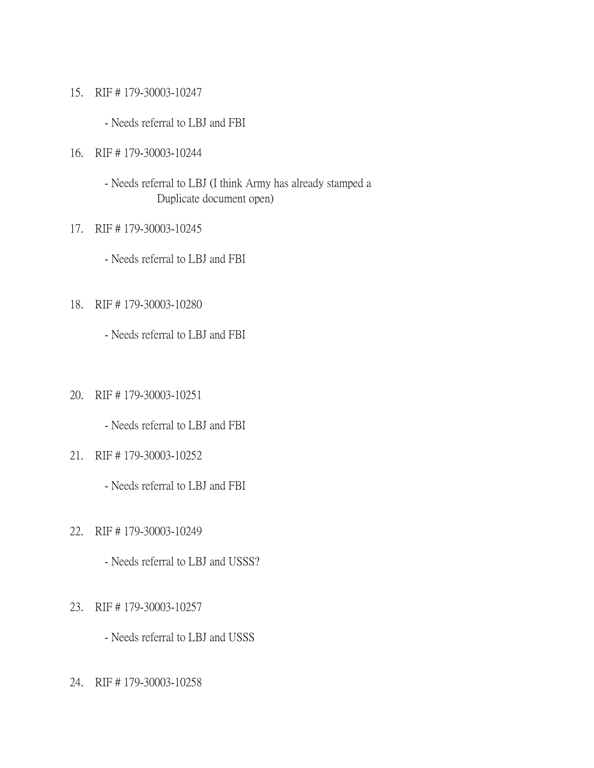15. RIF # 179-30003-10247

    - Needs referral to LBJ and FBI

16. RIF # 179-30003-10244

    - Needs referral to LBJ (I think Army has already stamped a Duplicate document open)

17. RIF # 179-30003-10245

    - Needs referral to LBJ and FBI

18. RIF # 179-30003-10280

    - Needs referral to LBJ and FBI

20. RIF # 179-30003-10251

    - Needs referral to LBJ and FBI

21. RIF # 179-30003-10252

    - Needs referral to LBJ and FBI

22. RIF # 179-30003-10249

    - Needs referral to LBJ and USSS?

23. RIF # 179-30003-10257

    - Needs referral to LBJ and USSS

24. RIF # 179-30003-10258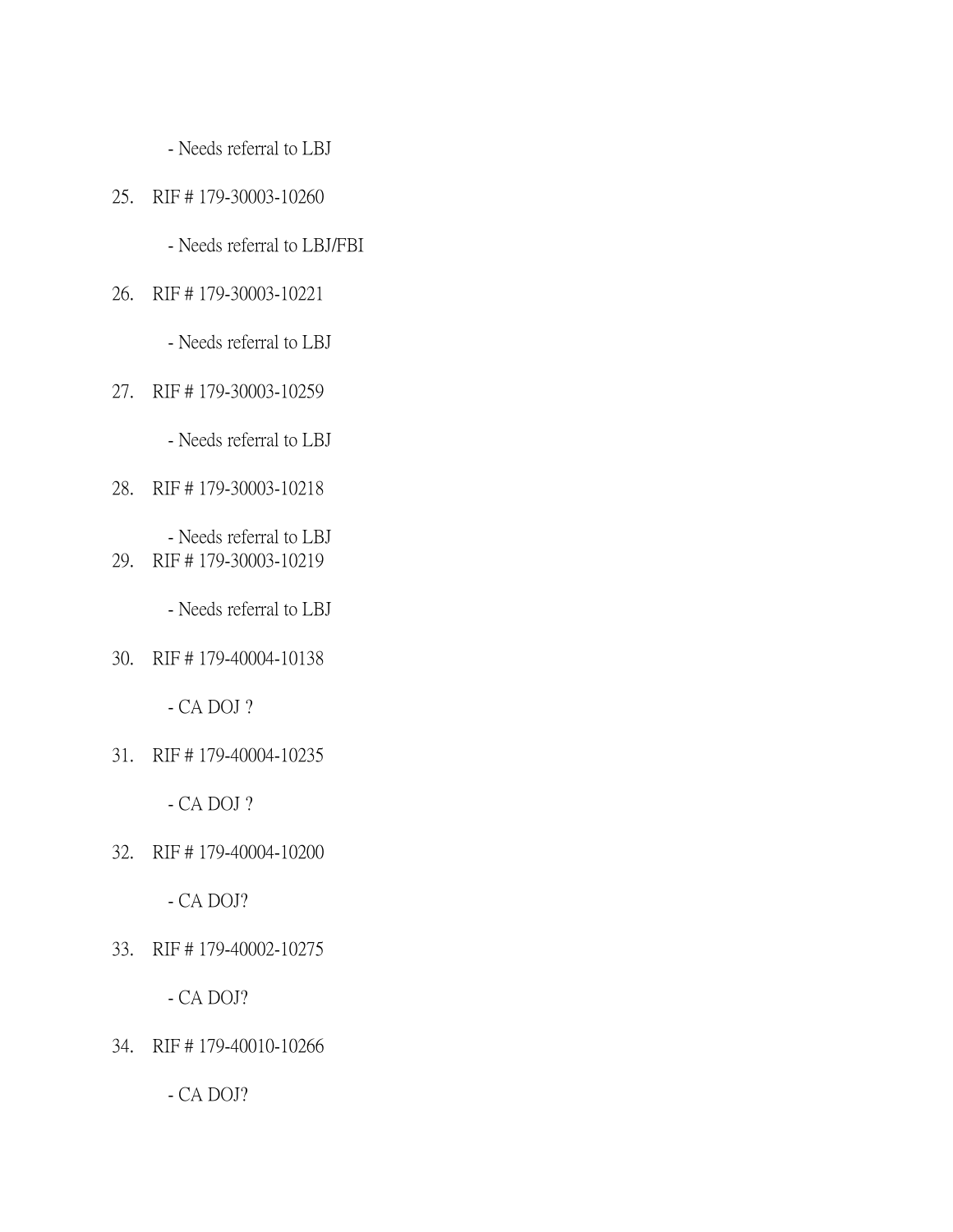- Needs referral to LBJ

25. RIF # 179-30003-10260

    - Needs referral to LBJ/FBI

26. RIF # 179-30003-10221

    - Needs referral to LBJ

27. RIF # 179-30003-10259

    - Needs referral to LBJ

28. RIF # 179-30003-10218

    - Needs referral to LBJ

29. RIF # 179-30003-10219

    - Needs referral to LBJ

30. RIF # 179-40004-10138

    - CA DOJ ?

31. RIF # 179-40004-10235

    - CA DOJ ?

32. RIF # 179-40004-10200

    - CA DOJ?

33. RIF # 179-40002-10275

    - CA DOJ?

34. RIF # 179-40010-10266

    - CA DOJ?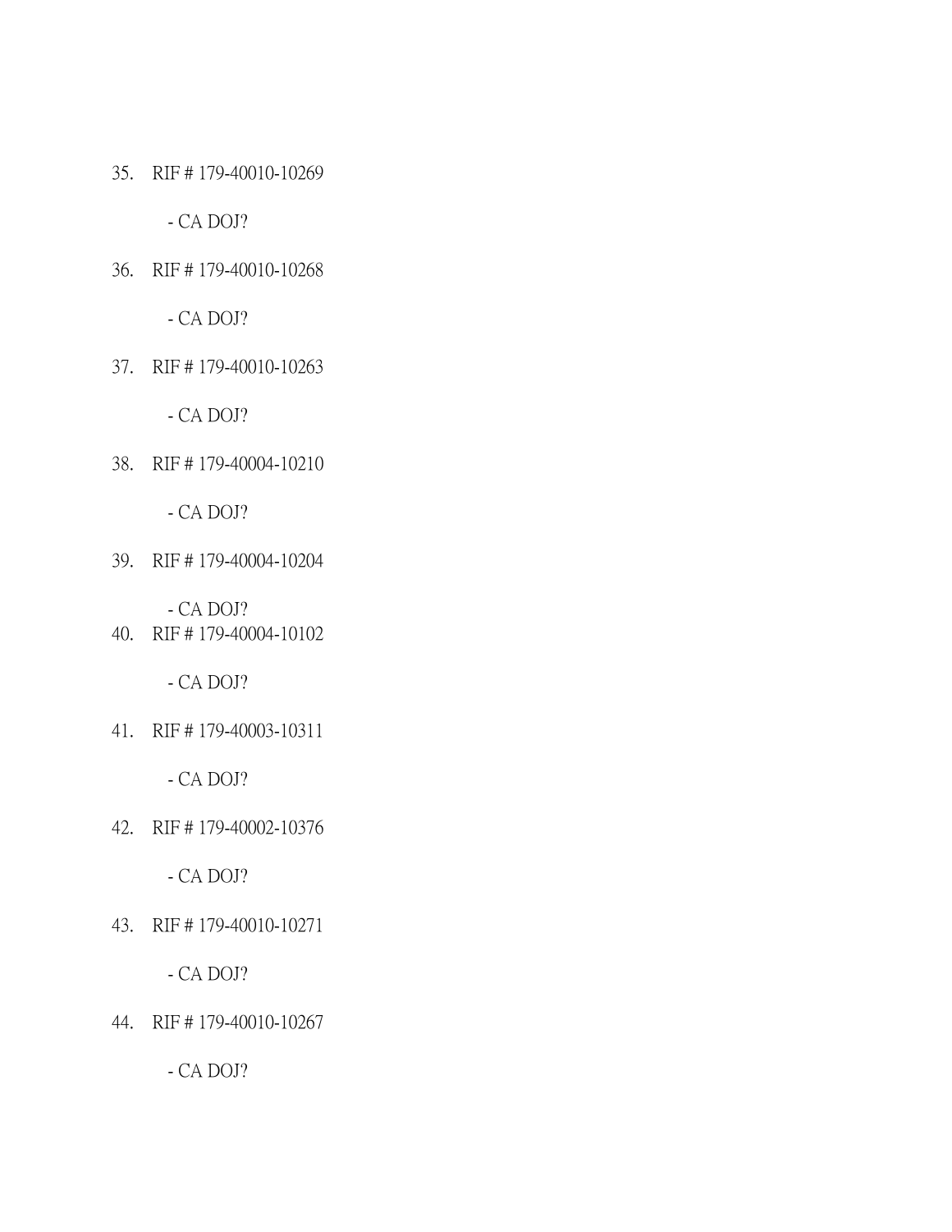35. RIF # 179-40010-10269

    - CA DOJ?

36. RIF # 179-40010-10268

    - CA DOJ?

37. RIF # 179-40010-10263

    - CA DOJ?

38. RIF # 179-40004-10210

    - CA DOJ?

39. RIF # 179-40004-10204

    - CA DOJ?

40. RIF # 179-40004-10102

    - CA DOJ?

41. RIF # 179-40003-10311

    - CA DOJ?

42. RIF # 179-40002-10376

    - CA DOJ?

43. RIF # 179-40010-10271

    - CA DOJ?

44. RIF # 179-40010-10267

    - CA DOJ?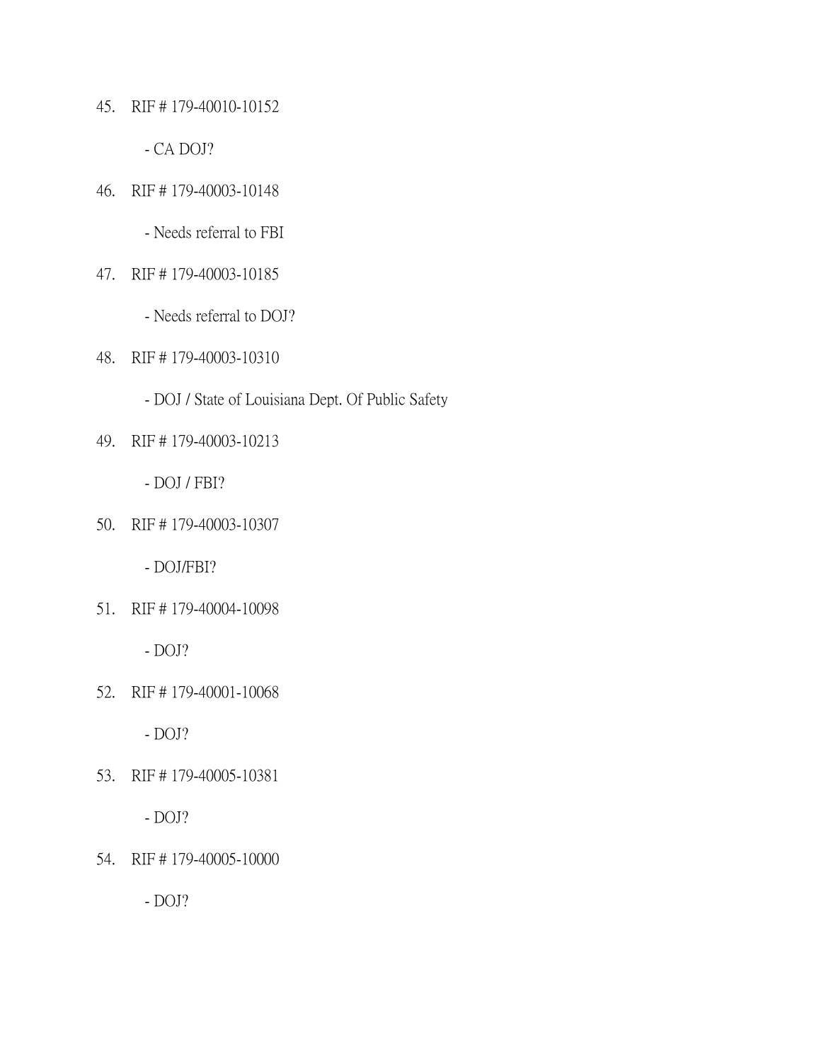45. RIF # 179-40010-10152

    - CA DOJ?

46. RIF # 179-40003-10148

    - Needs referral to FBI

47. RIF # 179-40003-10185

    - Needs referral to DOJ?

48. RIF # 179-40003-10310

    - DOJ / State of Louisiana Dept. Of Public Safety

49. RIF # 179-40003-10213

    - DOJ / FBI?

50. RIF # 179-40003-10307

    - DOJ/FBI?

51. RIF # 179-40004-10098

    - DOJ?

52. RIF # 179-40001-10068

    - DOJ?

53. RIF # 179-40005-10381

    - DOJ?

54. RIF # 179-40005-10000

    - DOJ?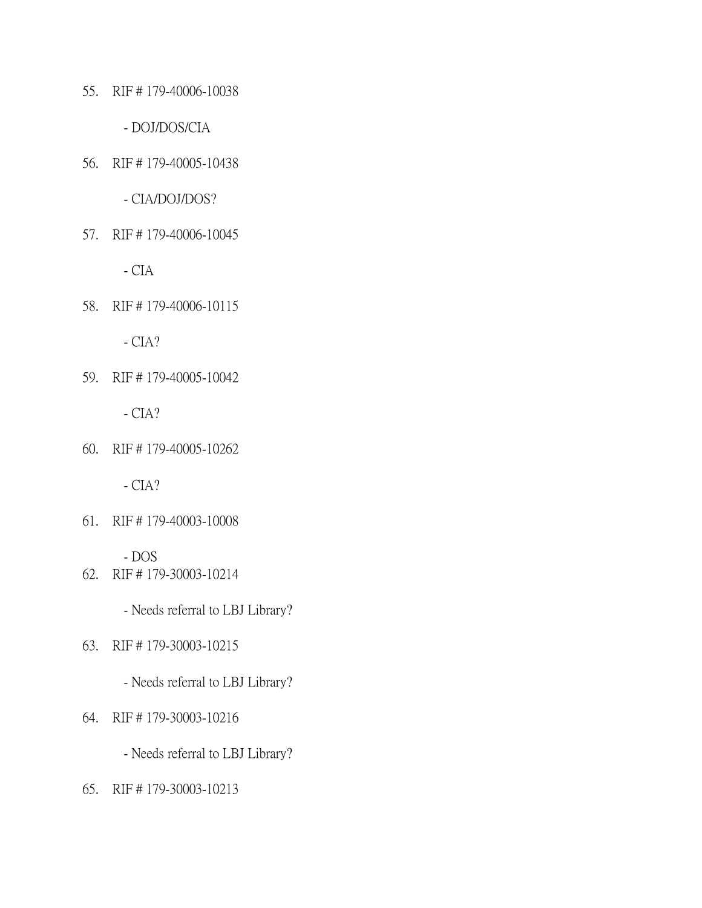55. RIF # 179-40006-10038

    - DOJ/DOS/CIA

56. RIF # 179-40005-10438

    - CIA/DOJ/DOS?

57. RIF # 179-40006-10045

    - CIA

58. RIF # 179-40006-10115

    - CIA?

59. RIF # 179-40005-10042

    - CIA?

60. RIF # 179-40005-10262

    - CIA?

61. RIF # 179-40003-10008

    - DOS

62. RIF # 179-30003-10214

    - Needs referral to LBJ Library?

63. RIF # 179-30003-10215

    - Needs referral to LBJ Library?

64. RIF # 179-30003-10216

    - Needs referral to LBJ Library?

65. RIF # 179-30003-10213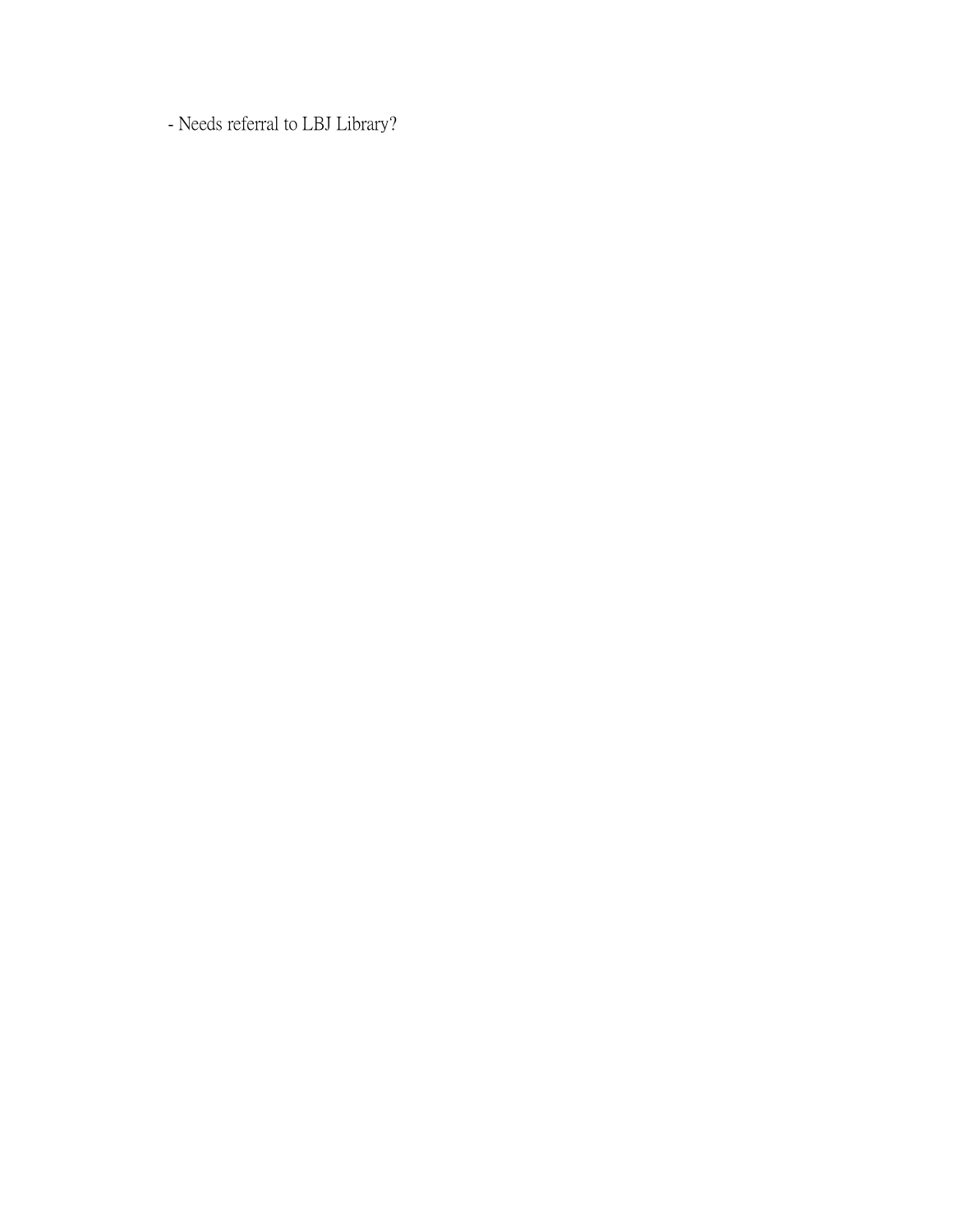- Needs referral to LBJ Library?